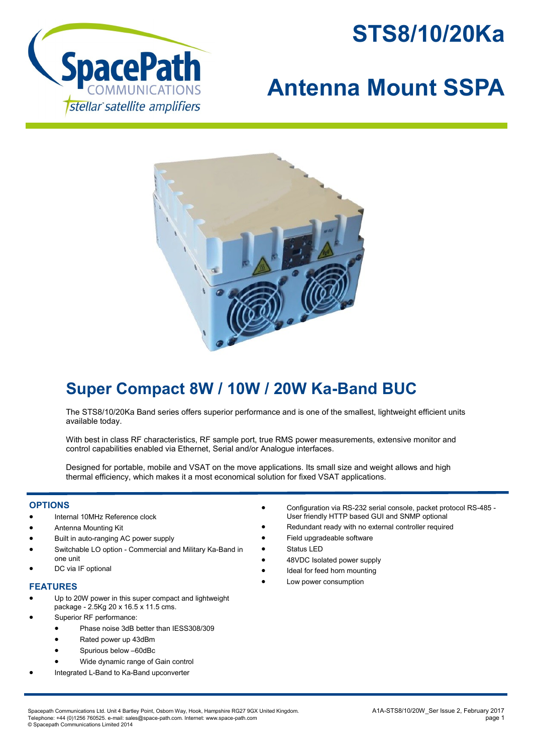# STS8/10/20Ka

# Antenna Mount SSPA

## Super Compact 8W / 10W / 20W Ka-Band BUC

The STS8/10/20Ka Band series offers superior performance and is one of the smallest, lightweight efficient units available today.

With best in class RF characteristics, RF sample port, true RMS power measurements, extensive monitor and control capabilities enabled via Ethernet, Serial and/or Analogue interfaces.

Designed for portable, mobile and VSAT on the move applications. Its small size and weight allows and high thermal efficiency, which makes it a most economical solution for fixed VSAT applications.

### OPTIONS

- Internal 10MHz Reference clock
- Antenna Mounting Kit
- Built in auto-ranging AC power supply
- Switchable LO option - Commercial and Military Ka-Band in one unit
- DC via IF optional

### FEATURES

- Up to 20W power in this super compact and lightweight package - 2.5Kg 20 x 16.5 x 11.5 cms.
- Superior RF performance:
  - Phase noise 3dB better than IESS308/309
  - Rated power up 43dBm
  - Spurious below –60dBc
  - Wide dynamic range of Gain control
- Integrated L-Band to Ka-Band upconverter
- Configuration via RS-232 serial console, packet protocol RS-485 - User friendly HTTP based GUI and SNMP optional
- Redundant ready with no external controller required
- Field upgradeable software
- Status LED
- 48VDC Isolated power supply
- Ideal for feed horn mounting
- Low power consumption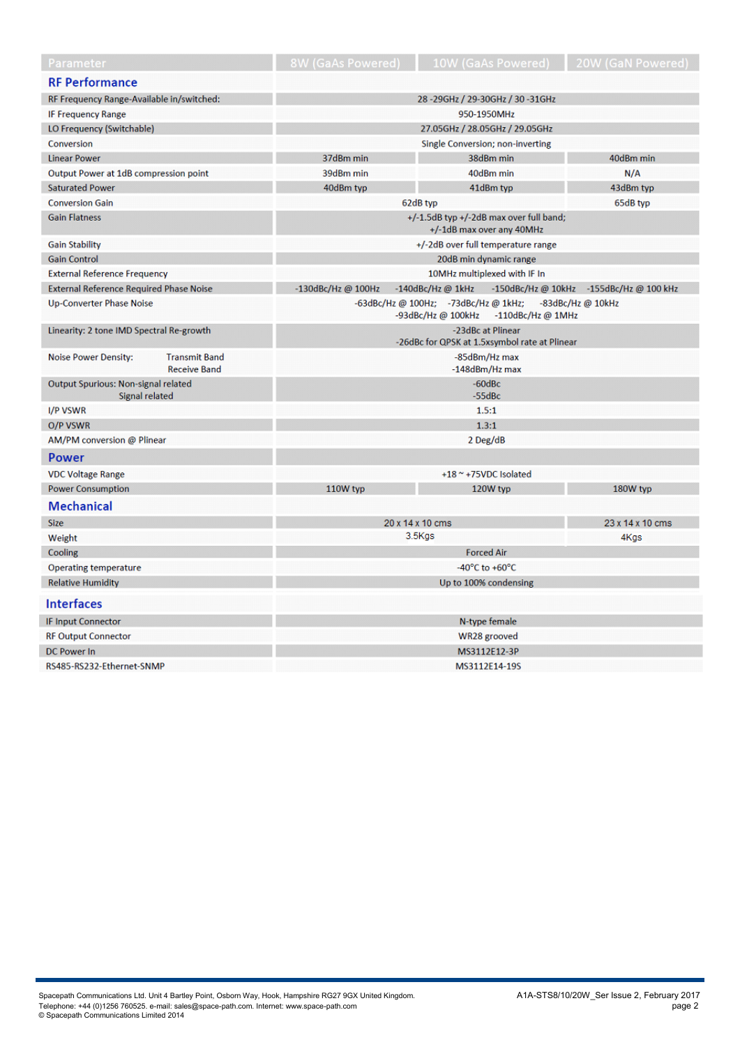| Parameter | 8W (GaAs Powered) | 10W (GaAs Powered) | 20W (GaN Powered) |
|---|---|---|---|
| **RF Performance** | | | |
| RF Frequency Range-Available in/switched: | 28 -29GHz / 29-30GHz / 30 -31GHz | | |
| IF Frequency Range | 950-1950MHz | | |
| LO Frequency (Switchable) | 27.05GHz / 28.05GHz / 29.05GHz | | |
| Conversion | Single Conversion; non-inverting | | |
| Linear Power | 37dBm min | 38dBm min | 40dBm min |
| Output Power at 1dB compression point | 39dBm min | 40dBm min | N/A |
| Saturated Power | 40dBm typ | 41dBm typ | 43dBm typ |
| Conversion Gain | 62dB typ | | 65dB typ |
| Gain Flatness | +/-1.5dB typ +/-2dB max over full band; +/-1dB max over any 40MHz | | |
| Gain Stability | +/-2dB over full temperature range | | |
| Gain Control | 20dB min dynamic range | | |
| External Reference Frequency | 10MHz multiplexed with IF In | | |
| External Reference Required Phase Noise | -130dBc/Hz @ 100Hz -140dBc/Hz @ 1kHz -150dBc/Hz @ 10kHz -155dBc/Hz @ 100 kHz | | |
| Up-Converter Phase Noise | -63dBc/Hz @ 100Hz; -73dBc/Hz @ 1kHz; -83dBc/Hz @ 10kHz -93dBc/Hz @ 100kHz -110dBc/Hz @ 1MHz | | |
| Linearity: 2 tone IMD Spectral Re-growth | -23dBc at Plinear<br>-26dBc for QPSK at 1.5xsymbol rate at Plinear | | |
| Noise Power Density: Transmit Band<br>Receive Band | -85dBm/Hz max<br>-148dBm/Hz max | | |
| Output Spurious: Non-signal related<br>Signal related | -60dBc<br>-55dBc | | |
| I/P VSWR | 1.5:1 | | |
| O/P VSWR | 1.3:1 | | |
| AM/PM conversion @ Plinear | 2 Deg/dB | | |
| **Power** | | | |
| VDC Voltage Range | +18 ~ +75VDC Isolated | | |
| Power Consumption | 110W typ | 120W typ | 180W typ |
| **Mechanical** | | | |
| Size | 20 x 14 x 10 cms | | 23 x 14 x 10 cms |
| Weight | 3.5Kgs | | 4Kgs |
| Cooling | Forced Air | | |
| Operating temperature | -40°C to +60°C | | |
| Relative Humidity | Up to 100% condensing | | |
| **Interfaces** | | | |
| IF Input Connector | N-type female | | |
| RF Output Connector | WR28 grooved | | |
| DC Power In | MS3112E12-3P | | |
| RS485-RS232-Ethernet-SNMP | MS3112E14-19S | | |

Spacepath Communications Ltd. Unit 4 Bartley Point, Osborn Way, Hook, Hampshire RG27 9GX United Kingdom.
Telephone: +44 (0)1256 760525. e-mail: sales@space-path.com. Internet: www.space-path.com
© Spacepath Communications Limited 2014

A1A-STS8/10/20W_Ser Issue 2, February 2017